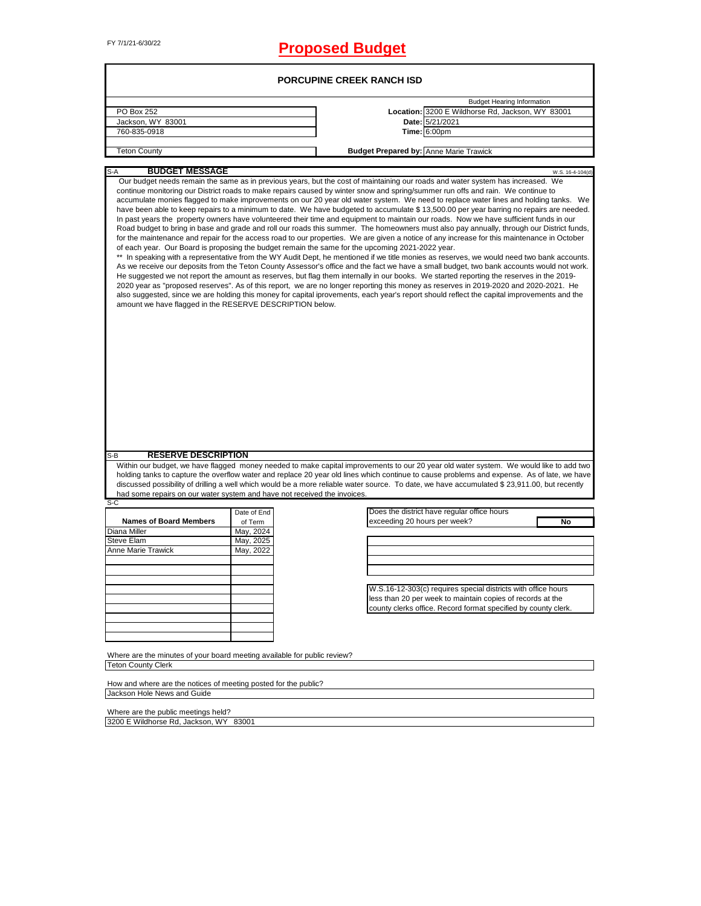FY 7/1/21-6/30/22

# Proposed Budget

## PORCUPINE CREEK RANCH ISD

| | | |
|---|---|---|
| | | Budget Hearing Information |
| PO Box 252 | **Location:** | 3200 E Wildhorse Rd, Jackson, WY 83001 |
| Jackson, WY 83001 | **Date:** | 5/21/2021 |
| 760-835-0918 | **Time:** | 6:00pm |
| Teton County | **Budget Prepared by:** | Anne Marie Trawick |

### S-A BUDGET MESSAGE

W.S. 16-4-104(d)

Our budget needs remain the same as in previous years, but the cost of maintaining our roads and water system has increased. We continue monitoring our District roads to make repairs caused by winter snow and spring/summer run offs and rain. We continue to accumulate monies flagged to make improvements on our 20 year old water system. We need to replace water lines and holding tanks. We have been able to keep repairs to a minimum to date. We have budgeted to accumulate $ 13,500.00 per year barring no repairs are needed. In past years the property owners have volunteered their time and equipment to maintain our roads. Now we have sufficient funds in our Road budget to bring in base and grade and roll our roads this summer. The homeowners must also pay annually, through our District funds, for the maintenance and repair for the access road to our properties. We are given a notice of any increase for this maintenance in October of each year. Our Board is proposing the budget remain the same for the upcoming 2021-2022 year.

** In speaking with a representative from the WY Audit Dept, he mentioned if we title monies as reserves, we would need two bank accounts. As we receive our deposits from the Teton County Assessor's office and the fact we have a small budget, two bank accounts would not work. He suggested we not report the amount as reserves, but flag them internally in our books. We started reporting the reserves in the 2019-2020 year as "proposed reserves". As of this report, we are no longer reporting this money as reserves in 2019-2020 and 2020-2021. He also suggested, since we are holding this money for capital iprovements, each year's report should reflect the capital improvements and the amount we have flagged in the RESERVE DESCRIPTION below.

### S-B RESERVE DESCRIPTION

Within our budget, we have flagged money needed to make capital improvements to our 20 year old water system. We would like to add two holding tanks to capture the overflow water and replace 20 year old lines which continue to cause problems and expense. As of late, we have discussed possibility of drilling a well which would be a more reliable water source. To date, we have accumulated $ 23,911.00, but recently had some repairs on our water system and have not received the invoices.

### S-C

| Names of Board Members | Date of End of Term |
|---|---|
| Diana Miller | May, 2024 |
| Steve Elam | May, 2025 |
| Anne Marie Trawick | May, 2022 |

Does the district have regular office hours exceeding 20 hours per week? **No**

W.S.16-12-303(c) requires special districts with office hours less than 20 per week to maintain copies of records at the county clerks office. Record format specified by county clerk.

Where are the minutes of your board meeting available for public review?
Teton County Clerk

How and where are the notices of meeting posted for the public?
Jackson Hole News and Guide

Where are the public meetings held?
3200 E Wildhorse Rd, Jackson, WY 83001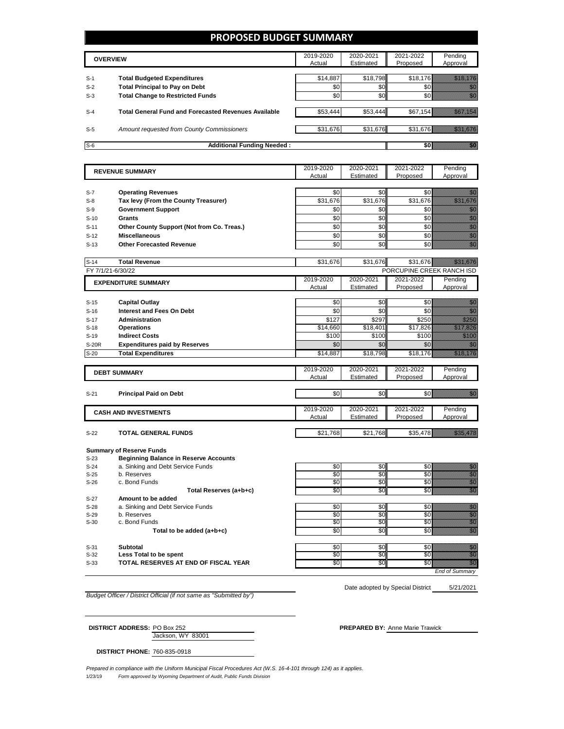# PROPOSED BUDGET SUMMARY

| | OVERVIEW | 2019-2020 Actual | 2020-2021 Estimated | 2021-2022 Proposed | Pending Approval |
|---|---|---|---|---|---|
| S-1 | **Total Budgeted Expenditures** | $14,887 | $18,798 | $18,176 | $18,176 |
| S-2 | **Total Principal to Pay on Debt** | $0 | $0 | $0 | $0 |
| S-3 | **Total Change to Restricted Funds** | $0 | $0 | $0 | $0 |
| S-4 | **Total General Fund and Forecasted Revenues Available** | $53,444 | $53,444 | $67,154 | $67,154 |
| S-5 | *Amount requested from County Commissioners* | $31,676 | $31,676 | $31,676 | $31,676 |
| S-6 | **Additional Funding Needed :** | | | **$0** | $0 |

| | REVENUE SUMMARY | 2019-2020 Actual | 2020-2021 Estimated | 2021-2022 Proposed | Pending Approval |
|---|---|---|---|---|---|
| S-7 | **Operating Revenues** | $0 | $0 | $0 | $0 |
| S-8 | **Tax levy (From the County Treasurer)** | $31,676 | $31,676 | $31,676 | $31,676 |
| S-9 | **Government Support** | $0 | $0 | $0 | $0 |
| S-10 | **Grants** | $0 | $0 | $0 | $0 |
| S-11 | **Other County Support (Not from Co. Treas.)** | $0 | $0 | $0 | $0 |
| S-12 | **Miscellaneous** | $0 | $0 | $0 | $0 |
| S-13 | **Other Forecasted Revenue** | $0 | $0 | $0 | $0 |
| S-14 | **Total Revenue** | $31,676 | $31,676 | $31,676 | $31,676 |

FY 7/1/21-6/30/22 PORCUPINE CREEK RANCH ISD

| | EXPENDITURE SUMMARY | 2019-2020 Actual | 2020-2021 Estimated | 2021-2022 Proposed | Pending Approval |
|---|---|---|---|---|---|
| S-15 | **Capital Outlay** | $0 | $0 | $0 | $0 |
| S-16 | **Interest and Fees On Debt** | $0 | $0 | $0 | $0 |
| S-17 | **Administration** | $127 | $297 | $250 | $250 |
| S-18 | **Operations** | $14,660 | $18,401 | $17,826 | $17,826 |
| S-19 | **Indirect Costs** | $100 | $100 | $100 | $100 |
| S-20R | **Expenditures paid by Reserves** | $0 | $0 | $0 | $0 |
| S-20 | **Total Expenditures** | $14,887 | $18,798 | $18,176 | $18,176 |

| | DEBT SUMMARY | 2019-2020 Actual | 2020-2021 Estimated | 2021-2022 Proposed | Pending Approval |
|---|---|---|---|---|---|
| S-21 | **Principal Paid on Debt** | $0 | $0 | $0 | $0 |

| | CASH AND INVESTMENTS | 2019-2020 Actual | 2020-2021 Estimated | 2021-2022 Proposed | Pending Approval |
|---|---|---|---|---|---|
| S-22 | **TOTAL GENERAL FUNDS** | $21,768 | $21,768 | $35,478 | $35,478 |

**Summary of Reserve Funds**

| | | 2019-2020 Actual | 2020-2021 Estimated | 2021-2022 Proposed | Pending Approval |
|---|---|---|---|---|---|
| S-23 | **Beginning Balance in Reserve Accounts** | | | | |
| S-24 | a. Sinking and Debt Service Funds | $0 | $0 | $0 | $0 |
| S-25 | b. Reserves | $0 | $0 | $0 | $0 |
| S-26 | c. Bond Funds | $0 | $0 | $0 | $0 |
| | **Total Reserves (a+b+c)** | $0 | $0 | $0 | $0 |
| S-27 | **Amount to be added** | | | | |
| S-28 | a. Sinking and Debt Service Funds | $0 | $0 | $0 | $0 |
| S-29 | b. Reserves | $0 | $0 | $0 | $0 |
| S-30 | c. Bond Funds | $0 | $0 | $0 | $0 |
| | **Total to be added (a+b+c)** | $0 | $0 | $0 | $0 |
| S-31 | **Subtotal** | $0 | $0 | $0 | $0 |
| S-32 | **Less Total to be spent** | $0 | $0 | $0 | $0 |
| S-33 | **TOTAL RESERVES AT END OF FISCAL YEAR** | $0 | $0 | $0 | $0 |

*End of Summary*

Date adopted by Special District 5/21/2021

*Budget Officer / District Official (if not same as "Submitted by")*

**DISTRICT ADDRESS:** PO Box 252
Jackson, WY 83001

**PREPARED BY:** Anne Marie Trawick

**DISTRICT PHONE:** 760-835-0918

*Prepared in compliance with the Uniform Municipal Fiscal Procedures Act (W.S. 16-4-101 through 124) as it applies.*

1/23/19 *Form approved by Wyoming Department of Audit, Public Funds Division*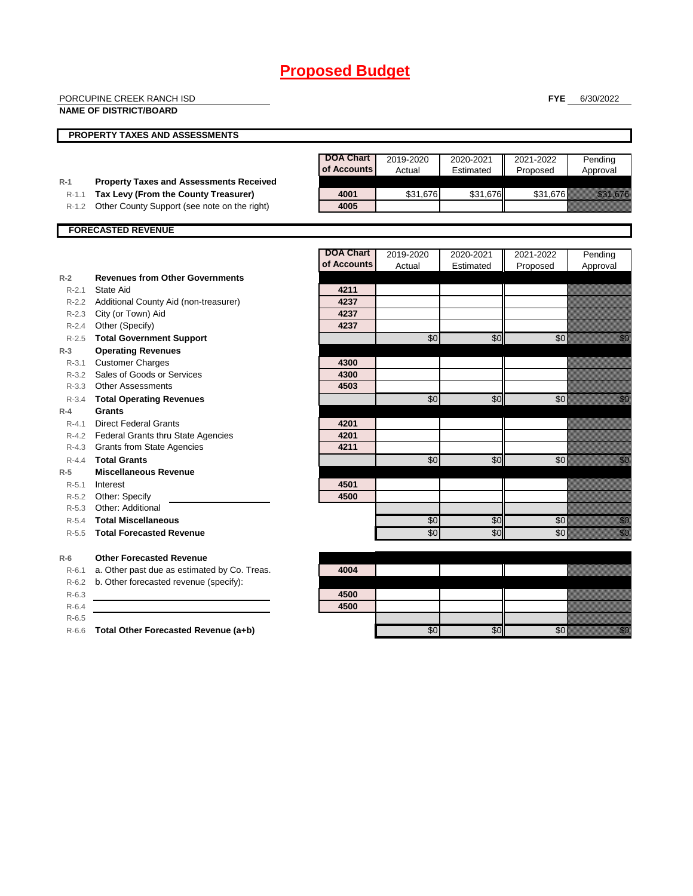# Proposed Budget

PORCUPINE CREEK RANCH ISD
**NAME OF DISTRICT/BOARD**

**FYE** 6/30/2022

## PROPERTY TAXES AND ASSESSMENTS

| | | DOA Chart of Accounts | 2019-2020 Actual | 2020-2021 Estimated | 2021-2022 Proposed | Pending Approval |
|---|---|---|---|---|---|---|
| R-1 | **Property Taxes and Assessments Received** | | | | | |
| R-1.1 | **Tax Levy (From the County Treasurer)** | 4001 | $31,676 | $31,676 | $31,676 | $31,676 |
| R-1.2 | Other County Support (see note on the right) | 4005 | | | | |

## FORECASTED REVENUE

| | | DOA Chart of Accounts | 2019-2020 Actual | 2020-2021 Estimated | 2021-2022 Proposed | Pending Approval |
|---|---|---|---|---|---|---|
| R-2 | **Revenues from Other Governments** | | | | | |
| R-2.1 | State Aid | 4211 | | | | |
| R-2.2 | Additional County Aid (non-treasurer) | 4237 | | | | |
| R-2.3 | City (or Town) Aid | 4237 | | | | |
| R-2.4 | Other (Specify) | 4237 | | | | |
| R-2.5 | **Total Government Support** | | $0 | $0 | $0 | $0 |
| R-3 | **Operating Revenues** | | | | | |
| R-3.1 | Customer Charges | 4300 | | | | |
| R-3.2 | Sales of Goods or Services | 4300 | | | | |
| R-3.3 | Other Assessments | 4503 | | | | |
| R-3.4 | **Total Operating Revenues** | | $0 | $0 | $0 | $0 |
| R-4 | **Grants** | | | | | |
| R-4.1 | Direct Federal Grants | 4201 | | | | |
| R-4.2 | Federal Grants thru State Agencies | 4201 | | | | |
| R-4.3 | Grants from State Agencies | 4211 | | | | |
| R-4.4 | **Total Grants** | | $0 | $0 | $0 | $0 |
| R-5 | **Miscellaneous Revenue** | | | | | |
| R-5.1 | Interest | 4501 | | | | |
| R-5.2 | Other: Specify | 4500 | | | | |
| R-5.3 | Other: Additional | | | | | |
| R-5.4 | **Total Miscellaneous** | | $0 | $0 | $0 | $0 |
| R-5.5 | **Total Forecasted Revenue** | | $0 | $0 | $0 | $0 |
| R-6 | **Other Forecasted Revenue** | | | | | |
| R-6.1 | a. Other past due as estimated by Co. Treas. | 4004 | | | | |
| R-6.2 | b. Other forecasted revenue (specify): | | | | | |
| R-6.3 | | 4500 | | | | |
| R-6.4 | | 4500 | | | | |
| R-6.5 | | | | | | |
| R-6.6 | **Total Other Forecasted Revenue (a+b)** | | $0 | $0 | $0 | $0 |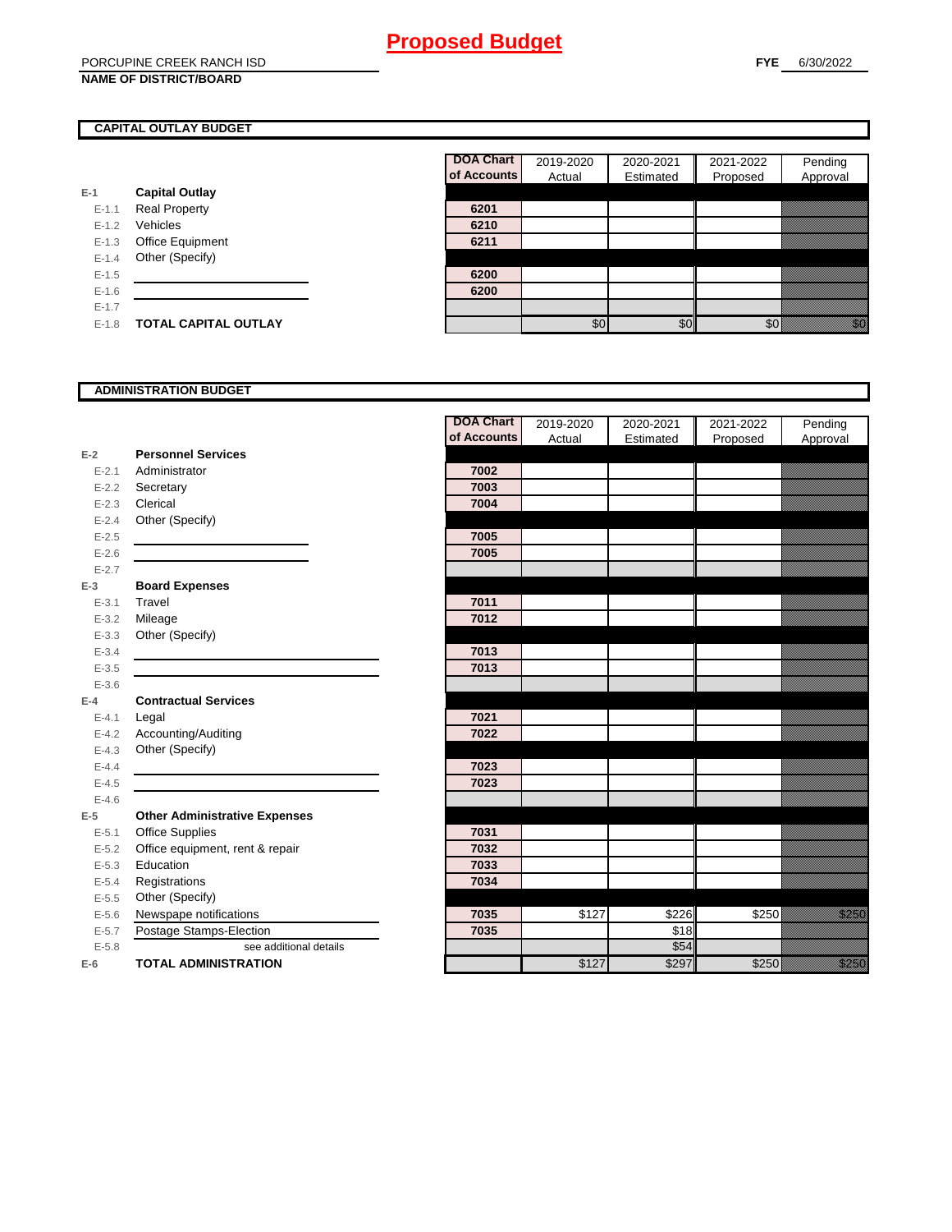# Proposed Budget

PORCUPINE CREEK RANCH ISD
**NAME OF DISTRICT/BOARD**

**FYE** 6/30/2022

## CAPITAL OUTLAY BUDGET

| | | DOA Chart of Accounts | 2019-2020 Actual | 2020-2021 Estimated | 2021-2022 Proposed | Pending Approval |
|---|---|---|---|---|---|---|
| E-1 | **Capital Outlay** | | | | | |
| E-1.1 | Real Property | 6201 | | | | |
| E-1.2 | Vehicles | 6210 | | | | |
| E-1.3 | Office Equipment | 6211 | | | | |
| E-1.4 | Other (Specify) | | | | | |
| E-1.5 | | 6200 | | | | |
| E-1.6 | | 6200 | | | | |
| E-1.7 | | | | | | |
| E-1.8 | **TOTAL CAPITAL OUTLAY** | | $0 | $0 | $0 | $0 |

## ADMINISTRATION BUDGET

| | | DOA Chart of Accounts | 2019-2020 Actual | 2020-2021 Estimated | 2021-2022 Proposed | Pending Approval |
|---|---|---|---|---|---|---|
| E-2 | **Personnel Services** | | | | | |
| E-2.1 | Administrator | 7002 | | | | |
| E-2.2 | Secretary | 7003 | | | | |
| E-2.3 | Clerical | 7004 | | | | |
| E-2.4 | Other (Specify) | | | | | |
| E-2.5 | | 7005 | | | | |
| E-2.6 | | 7005 | | | | |
| E-2.7 | | | | | | |
| E-3 | **Board Expenses** | | | | | |
| E-3.1 | Travel | 7011 | | | | |
| E-3.2 | Mileage | 7012 | | | | |
| E-3.3 | Other (Specify) | | | | | |
| E-3.4 | | 7013 | | | | |
| E-3.5 | | 7013 | | | | |
| E-3.6 | | | | | | |
| E-4 | **Contractual Services** | | | | | |
| E-4.1 | Legal | 7021 | | | | |
| E-4.2 | Accounting/Auditing | 7022 | | | | |
| E-4.3 | Other (Specify) | | | | | |
| E-4.4 | | 7023 | | | | |
| E-4.5 | | 7023 | | | | |
| E-4.6 | | | | | | |
| E-5 | **Other Administrative Expenses** | | | | | |
| E-5.1 | Office Supplies | 7031 | | | | |
| E-5.2 | Office equipment, rent & repair | 7032 | | | | |
| E-5.3 | Education | 7033 | | | | |
| E-5.4 | Registrations | 7034 | | | | |
| E-5.5 | Other (Specify) | | | | | |
| E-5.6 | Newspape notifications | 7035 | $127 | $226 | $250 | $250 |
| E-5.7 | Postage Stamps-Election | 7035 | | $18 | | |
| E-5.8 | see additional details | | | $54 | | |
| E-6 | **TOTAL ADMINISTRATION** | | $127 | $297 | $250 | $250 |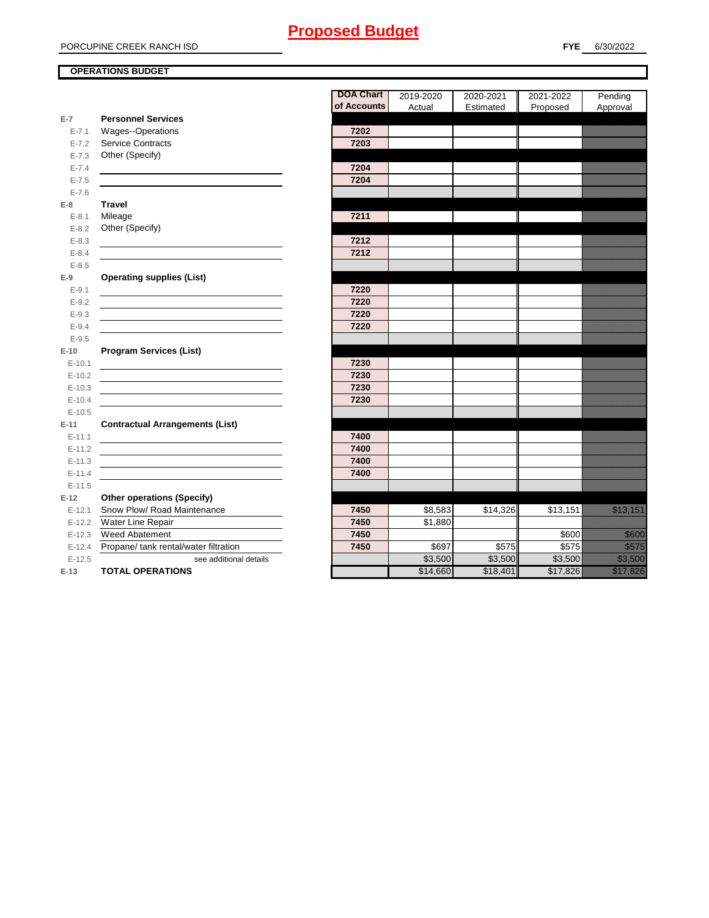# Proposed Budget

PORCUPINE CREEK RANCH ISD

**FYE** 6/30/2022

**OPERATIONS BUDGET**

| | | DOA Chart of Accounts | 2019-2020 Actual | 2020-2021 Estimated | 2021-2022 Proposed | Pending Approval |
|---|---|---|---|---|---|---|
| **E-7** | **Personnel Services** | | | | | |
| E-7.1 | Wages--Operations | 7202 | | | | |
| E-7.2 | Service Contracts | 7203 | | | | |
| E-7.3 | Other (Specify) | | | | | |
| E-7.4 | | 7204 | | | | |
| E-7.5 | | 7204 | | | | |
| E-7.6 | | | | | | |
| **E-8** | **Travel** | | | | | |
| E-8.1 | Mileage | 7211 | | | | |
| E-8.2 | Other (Specify) | | | | | |
| E-8.3 | | 7212 | | | | |
| E-8.4 | | 7212 | | | | |
| E-8.5 | | | | | | |
| **E-9** | **Operating supplies (List)** | | | | | |
| E-9.1 | | 7220 | | | | |
| E-9.2 | | 7220 | | | | |
| E-9.3 | | 7220 | | | | |
| E-9.4 | | 7220 | | | | |
| E-9.5 | | | | | | |
| **E-10** | **Program Services (List)** | | | | | |
| E-10.1 | | 7230 | | | | |
| E-10.2 | | 7230 | | | | |
| E-10.3 | | 7230 | | | | |
| E-10.4 | | 7230 | | | | |
| E-10.5 | | | | | | |
| **E-11** | **Contractual Arrangements (List)** | | | | | |
| E-11.1 | | 7400 | | | | |
| E-11.2 | | 7400 | | | | |
| E-11.3 | | 7400 | | | | |
| E-11.4 | | 7400 | | | | |
| E-11.5 | | | | | | |
| **E-12** | **Other operations (Specify)** | | | | | |
| E-12.1 | Snow Plow/ Road Maintenance | 7450 | $8,583 | $14,326 | $13,151 | $13,151 |
| E-12.2 | Water Line Repair | 7450 | $1,880 | | | |
| E-12.3 | Weed Abatement | 7450 | | | $600 | $600 |
| E-12.4 | Propane/ tank rental/water filtration | 7450 | $697 | $575 | $575 | $575 |
| E-12.5 | see additional details | | $3,500 | $3,500 | $3,500 | $3,500 |
| **E-13** | **TOTAL OPERATIONS** | | $14,660 | $18,401 | $17,826 | $17,826 |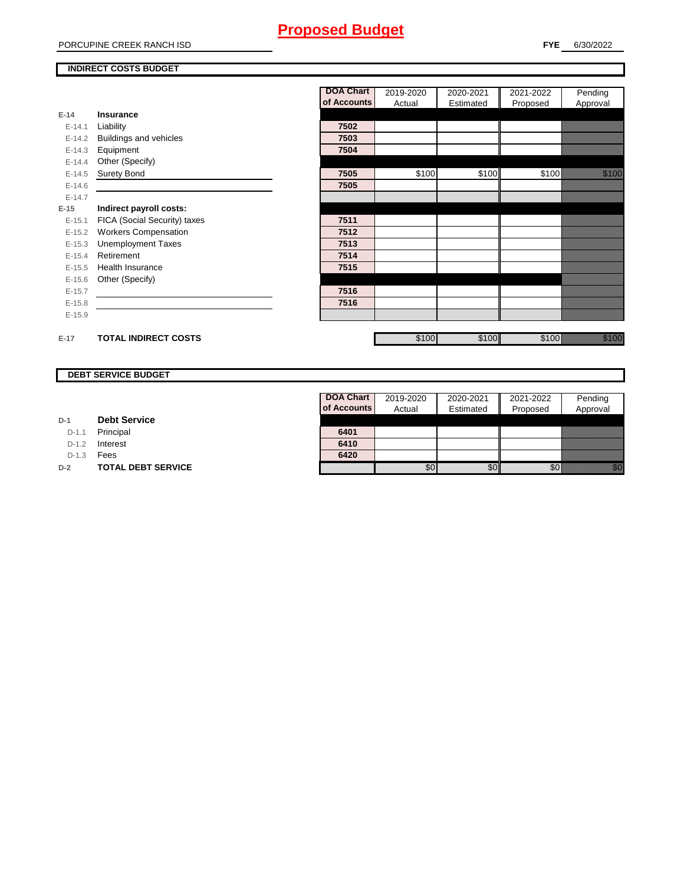# Proposed Budget

PORCUPINE CREEK RANCH ISD

**FYE** 6/30/2022

## INDIRECT COSTS BUDGET

| | | DOA Chart of Accounts | 2019-2020 Actual | 2020-2021 Estimated | 2021-2022 Proposed | Pending Approval |
|---|---|---|---|---|---|---|
| **E-14** | **Insurance** | | | | | |
| E-14.1 | Liability | **7502** | | | | |
| E-14.2 | Buildings and vehicles | **7503** | | | | |
| E-14.3 | Equipment | **7504** | | | | |
| E-14.4 | Other (Specify) | | | | | |
| E-14.5 | Surety Bond | **7505** | $100 | $100 | $100 | $100 |
| E-14.6 | | **7505** | | | | |
| E-14.7 | | | | | | |
| **E-15** | **Indirect payroll costs:** | | | | | |
| E-15.1 | FICA (Social Security) taxes | **7511** | | | | |
| E-15.2 | Workers Compensation | **7512** | | | | |
| E-15.3 | Unemployment Taxes | **7513** | | | | |
| E-15.4 | Retirement | **7514** | | | | |
| E-15.5 | Health Insurance | **7515** | | | | |
| E-15.6 | Other (Specify) | | | | | |
| E-15.7 | | **7516** | | | | |
| E-15.8 | | **7516** | | | | |
| E-15.9 | | | | | | |
| **E-17** | **TOTAL INDIRECT COSTS** | | $100 | $100 | $100 | $100 |

## DEBT SERVICE BUDGET

| | | DOA Chart of Accounts | 2019-2020 Actual | 2020-2021 Estimated | 2021-2022 Proposed | Pending Approval |
|---|---|---|---|---|---|---|
| **D-1** | **Debt Service** | | | | | |
| D-1.1 | Principal | **6401** | | | | |
| D-1.2 | Interest | **6410** | | | | |
| D-1.3 | Fees | **6420** | | | | |
| **D-2** | **TOTAL DEBT SERVICE** | | $0 | $0 | $0 | $0 |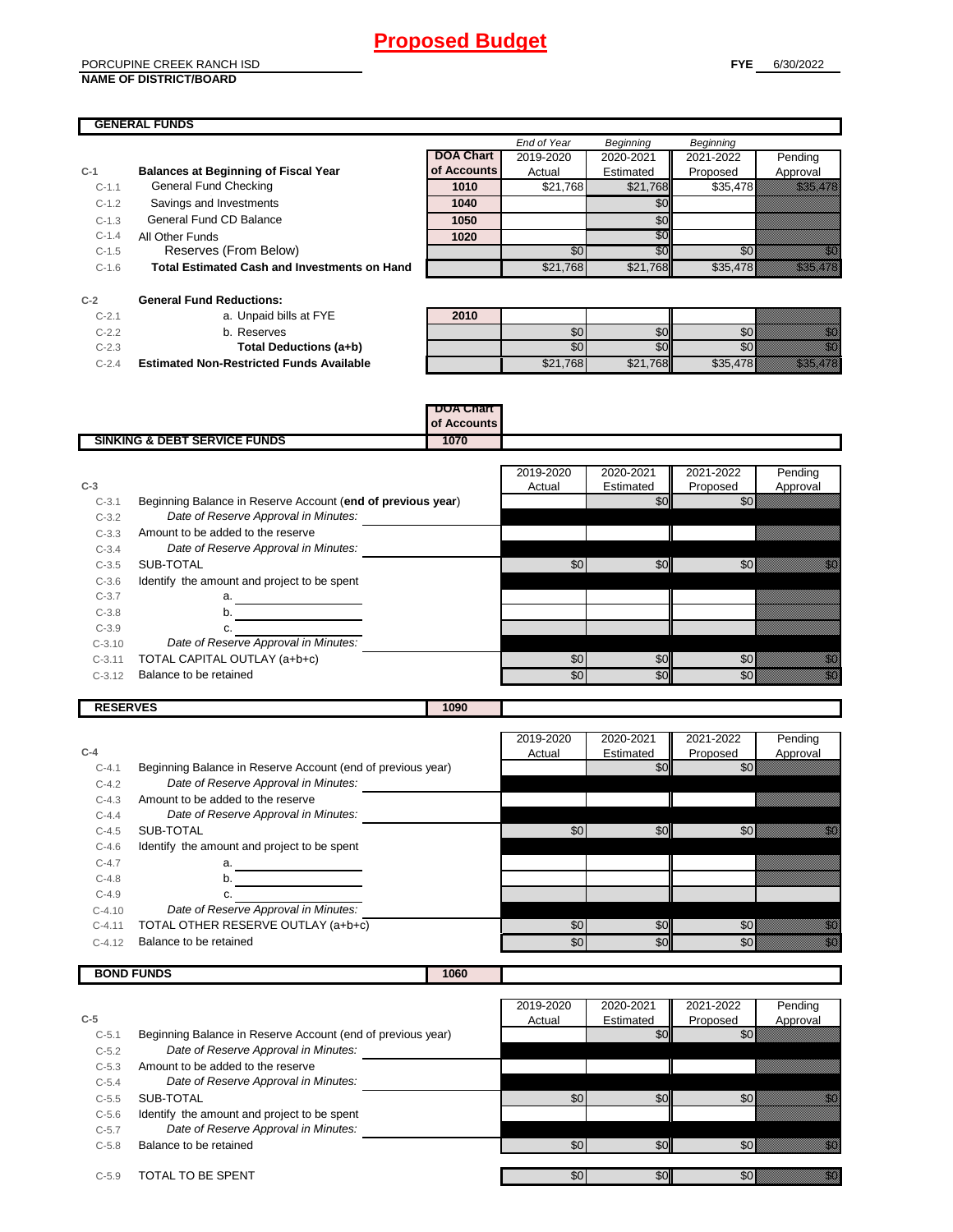# Proposed Budget

PORCUPINE CREEK RANCH ISD

**NAME OF DISTRICT/BOARD**

**FYE** 6/30/2022

## GENERAL FUNDS

| | | DOA Chart of Accounts | End of Year 2019-2020 Actual | Beginning 2020-2021 Estimated | Beginning 2021-2022 Proposed | Pending Approval |
|---|---|---|---|---|---|---|
| **C-1** | **Balances at Beginning of Fiscal Year** | | | | | |
| C-1.1 | General Fund Checking | 1010 | $21,768 | $21,768 | $35,478 | $35,478 |
| C-1.2 | Savings and Investments | 1040 | | $0 | | |
| C-1.3 | General Fund CD Balance | 1050 | | $0 | | |
| C-1.4 | All Other Funds | 1020 | | $0 | | |
| C-1.5 | Reserves (From Below) | | $0 | $0 | $0 | $0 |
| C-1.6 | **Total Estimated Cash and Investments on Hand** | | $21,768 | $21,768 | $35,478 | $35,478 |
| **C-2** | **General Fund Reductions:** | | | | | |
| C-2.1 | a. Unpaid bills at FYE | 2010 | | | | |
| C-2.2 | b. Reserves | | $0 | $0 | $0 | $0 |
| C-2.3 | **Total Deductions (a+b)** | | $0 | $0 | $0 | $0 |
| C-2.4 | **Estimated Non-Restricted Funds Available** | | $21,768 | $21,768 | $35,478 | $35,478 |

## SINKING & DEBT SERVICE FUNDS

DOA Chart of Accounts: 1070

| | | 2019-2020 Actual | 2020-2021 Estimated | 2021-2022 Proposed | Pending Approval |
|---|---|---|---|---|---|
| **C-3** | | | | | |
| C-3.1 | Beginning Balance in Reserve Account (**end of previous year**) | | $0 | $0 | |
| C-3.2 | *Date of Reserve Approval in Minutes:* | | | | |
| C-3.3 | Amount to be added to the reserve | | | | |
| C-3.4 | *Date of Reserve Approval in Minutes:* | | | | |
| C-3.5 | SUB-TOTAL | $0 | $0 | $0 | $0 |
| C-3.6 | Identify the amount and project to be spent | | | | |
| C-3.7 | a. | | | | |
| C-3.8 | b. | | | | |
| C-3.9 | c. | | | | |
| C-3.10 | *Date of Reserve Approval in Minutes:* | | | | |
| C-3.11 | TOTAL CAPITAL OUTLAY (a+b+c) | $0 | $0 | $0 | $0 |
| C-3.12 | Balance to be retained | $0 | $0 | $0 | $0 |

## RESERVES

1090

| | | 2019-2020 Actual | 2020-2021 Estimated | 2021-2022 Proposed | Pending Approval |
|---|---|---|---|---|---|
| **C-4** | | | | | |
| C-4.1 | Beginning Balance in Reserve Account (end of previous year) | | $0 | $0 | |
| C-4.2 | *Date of Reserve Approval in Minutes:* | | | | |
| C-4.3 | Amount to be added to the reserve | | | | |
| C-4.4 | *Date of Reserve Approval in Minutes:* | | | | |
| C-4.5 | SUB-TOTAL | $0 | $0 | $0 | $0 |
| C-4.6 | Identify the amount and project to be spent | | | | |
| C-4.7 | a. | | | | |
| C-4.8 | b. | | | | |
| C-4.9 | c. | | | | |
| C-4.10 | *Date of Reserve Approval in Minutes:* | | | | |
| C-4.11 | TOTAL OTHER RESERVE OUTLAY (a+b+c) | $0 | $0 | $0 | $0 |
| C-4.12 | Balance to be retained | $0 | $0 | $0 | $0 |

## BOND FUNDS

1060

| | | 2019-2020 Actual | 2020-2021 Estimated | 2021-2022 Proposed | Pending Approval |
|---|---|---|---|---|---|
| **C-5** | | | | | |
| C-5.1 | Beginning Balance in Reserve Account (end of previous year) | | $0 | $0 | |
| C-5.2 | *Date of Reserve Approval in Minutes:* | | | | |
| C-5.3 | Amount to be added to the reserve | | | | |
| C-5.4 | *Date of Reserve Approval in Minutes:* | | | | |
| C-5.5 | SUB-TOTAL | $0 | $0 | $0 | $0 |
| C-5.6 | Identify the amount and project to be spent | | | | |
| C-5.7 | *Date of Reserve Approval in Minutes:* | | | | |
| C-5.8 | Balance to be retained | $0 | $0 | $0 | $0 |
| C-5.9 | TOTAL TO BE SPENT | $0 | $0 | $0 | $0 |